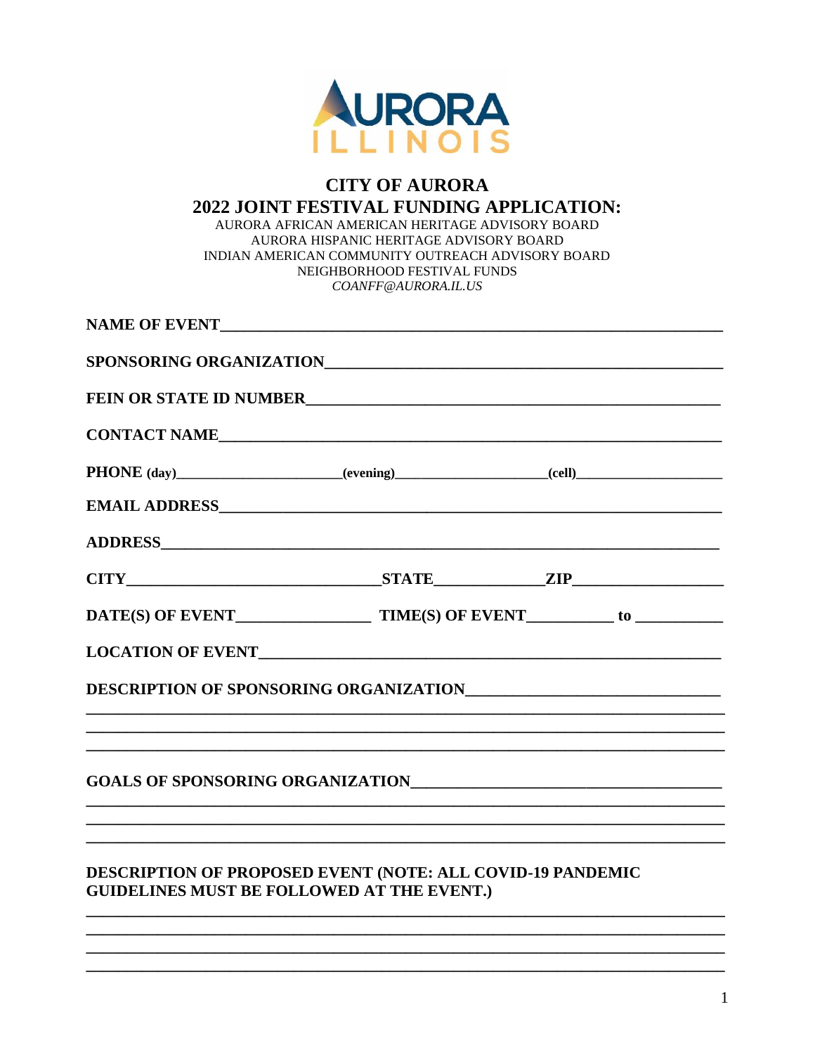AURORA ILLINOIS

# CITY OF AURORA

## 2022 JOINT FESTIVAL FUNDING APPLICATION:

AURORA AFRICAN AMERICAN HERITAGE ADVISORY BOARD
AURORA HISPANIC HERITAGE ADVISORY BOARD
INDIAN AMERICAN COMMUNITY OUTREACH ADVISORY BOARD
NEIGHBORHOOD FESTIVAL FUNDS
*COANFF@AURORA.IL.US*

**NAME OF EVENT**_______________________________________________

**SPONSORING ORGANIZATION**_______________________________________________

**FEIN OR STATE ID NUMBER**_______________________________________________

**CONTACT NAME**_______________________________________________

**PHONE (day)**____________________**(evening)**____________________**(cell)**____________________

**EMAIL ADDRESS**_______________________________________________

**ADDRESS**_______________________________________________

**CITY**____________________**STATE**______________**ZIP**______________

**DATE(S) OF EVENT**________________ **TIME(S) OF EVENT**__________ **to** __________

**LOCATION OF EVENT**_______________________________________________

**DESCRIPTION OF SPONSORING ORGANIZATION**_______________________________________________

_______________________________________________

_______________________________________________

_______________________________________________

**GOALS OF SPONSORING ORGANIZATION**_______________________________________________

_______________________________________________

_______________________________________________

_______________________________________________

**DESCRIPTION OF PROPOSED EVENT (NOTE: ALL COVID-19 PANDEMIC GUIDELINES MUST BE FOLLOWED AT THE EVENT.)**

_______________________________________________

_______________________________________________

_______________________________________________

_______________________________________________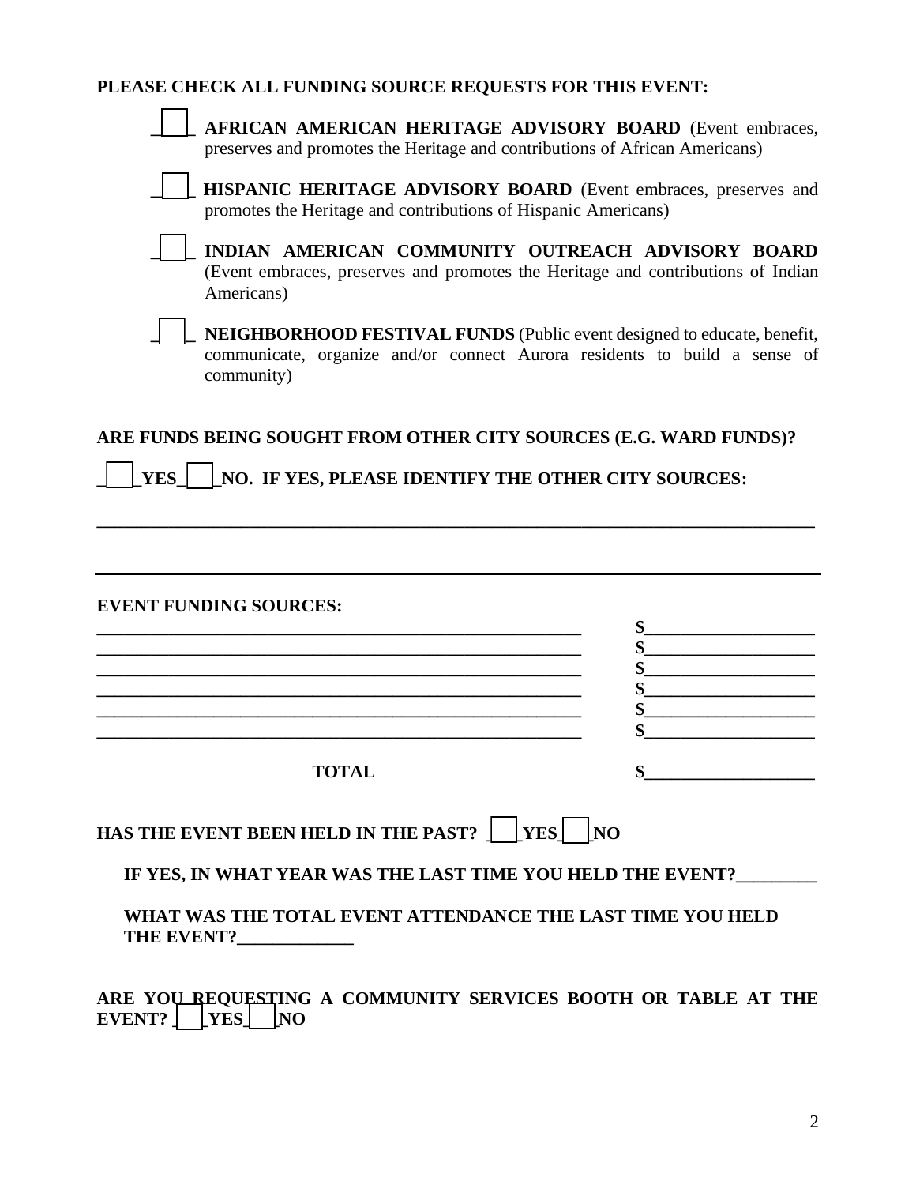**PLEASE CHECK ALL FUNDING SOURCE REQUESTS FOR THIS EVENT:**

- [ ] **AFRICAN AMERICAN HERITAGE ADVISORY BOARD** (Event embraces, preserves and promotes the Heritage and contributions of African Americans)
- [ ] **HISPANIC HERITAGE ADVISORY BOARD** (Event embraces, preserves and promotes the Heritage and contributions of Hispanic Americans)
- [ ] **INDIAN AMERICAN COMMUNITY OUTREACH ADVISORY BOARD** (Event embraces, preserves and promotes the Heritage and contributions of Indian Americans)
- [ ] **NEIGHBORHOOD FESTIVAL FUNDS** (Public event designed to educate, benefit, communicate, organize and/or connect Aurora residents to build a sense of community)

**ARE FUNDS BEING SOUGHT FROM OTHER CITY SOURCES (E.G. WARD FUNDS)?**

**[ ] YES [ ] NO. IF YES, PLEASE IDENTIFY THE OTHER CITY SOURCES:**

______________________________________________________________________________

---

**EVENT FUNDING SOURCES:**

| | |
|---|---|
| ______________________________ | **$**______________ |
| ______________________________ | **$**______________ |
| ______________________________ | **$**______________ |
| ______________________________ | **$**______________ |
| ______________________________ | **$**______________ |
| ______________________________ | **$**______________ |
| **TOTAL** | **$**______________ |

**HAS THE EVENT BEEN HELD IN THE PAST? [ ] YES [ ] NO**

**IF YES, IN WHAT YEAR WAS THE LAST TIME YOU HELD THE EVENT?_________**

**WHAT WAS THE TOTAL EVENT ATTENDANCE THE LAST TIME YOU HELD THE EVENT?_____________**

**ARE YOU REQUESTING A COMMUNITY SERVICES BOOTH OR TABLE AT THE EVENT? [ ] YES [ ] NO**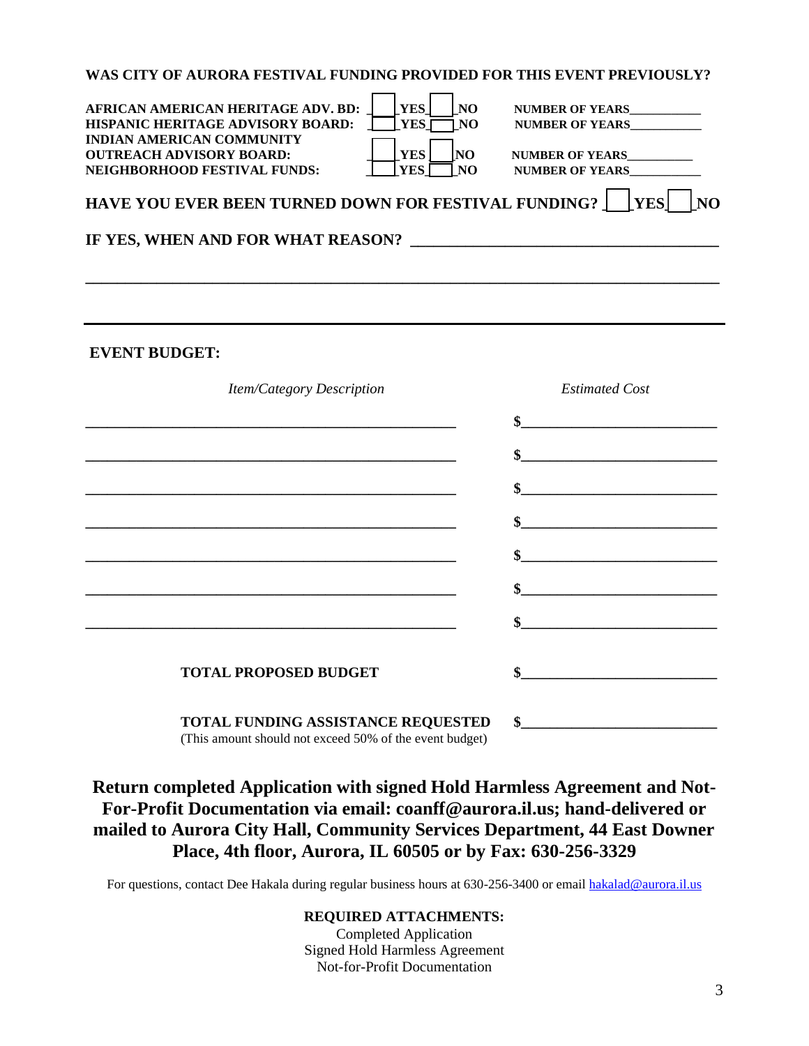**WAS CITY OF AURORA FESTIVAL FUNDING PROVIDED FOR THIS EVENT PREVIOUSLY?**

| | | | |
|---|---|---|---|
| **AFRICAN AMERICAN HERITAGE ADV. BD:** | ☐ **YES** ☐ **NO** | **NUMBER OF YEARS**___________ |
| **HISPANIC HERITAGE ADVISORY BOARD:** | ☐ **YES** ☐ **NO** | **NUMBER OF YEARS**___________ |
| **INDIAN AMERICAN COMMUNITY OUTREACH ADVISORY BOARD:** | ☐ **YES** ☐ **NO** | **NUMBER OF YEARS**__________ |
| **NEIGHBORHOOD FESTIVAL FUNDS:** | ☐ **YES** ☐ **NO** | **NUMBER OF YEARS**___________ |

**HAVE YOU EVER BEEN TURNED DOWN FOR FESTIVAL FUNDING?** ☐ **YES** ☐ **NO**

**IF YES, WHEN AND FOR WHAT READON?** ______________________________________

_____________________________________________________________________________

**EVENT BUDGET:**

| *Item/Category Description* | *Estimated Cost* |
|---|---|
| __________________________________________________ | $_________________________ |
| __________________________________________________ | $_________________________ |
| __________________________________________________ | $_________________________ |
| __________________________________________________ | $_________________________ |
| __________________________________________________ | $_________________________ |
| __________________________________________________ | $_________________________ |
| __________________________________________________ | $_________________________ |
| **TOTAL PROPOSED BUDGET** | $_________________________ |
| **TOTAL FUNDING ASSISTANCE REQUESTED** (This amount should not exceed 50% of the event budget) | $_________________________ |

**Return completed Application with signed Hold Harmless Agreement and Not-For-Profit Documentation via email: coanff@aurora.il.us; hand-delivered or mailed to Aurora City Hall, Community Services Department, 44 East Downer Place, 4th floor, Aurora, IL 60505 or by Fax: 630-256-3329**

For questions, contact Dee Hakala during regular business hours at 630-256-3400 or email hakalad@aurora.il.us

**REQUIRED ATTACHMENTS:**

Completed Application
Signed Hold Harmless Agreement
Not-for-Profit Documentation